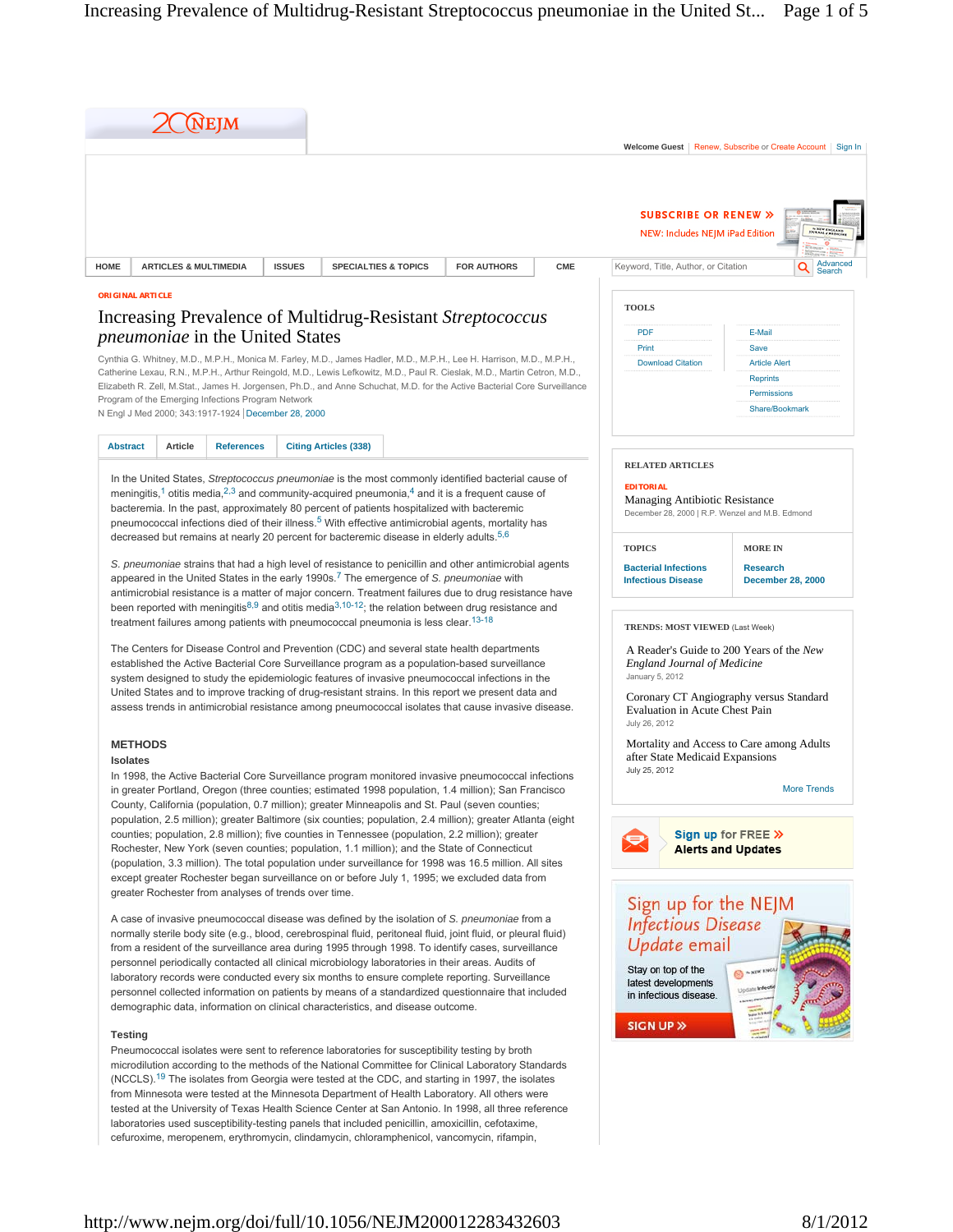ORIGINAL ARTICLE

# Increasing Prevalence of Multidrug-Resistant *Streptococcus pneumoniae* in the United States

Cynthia G. Whitney, M.D., M.P.H., Monica M. Farley, M.D., James Hadler, M.D., M.P.H., Lee H. Harrison, M.D., M.P.H., Catherine Lexau, R.N., M.P.H., Arthur Reingold, M.D., Lewis Lefkowitz, M.D., Paul R. Cieslak, M.D., Martin Cetron, M.D., Elizabeth R. Zell, M.Stat., James H. Jorgensen, Ph.D., and Anne Schuchat, M.D. for the Active Bacterial Core Surveillance Program of the Emerging Infections Program Network

N Engl J Med 2000; 343:1917-1924 | December 28, 2000

In the United States, *Streptococcus pneumoniae* is the most commonly identified bacterial cause of meningitis,[1] otitis media,[2,3] and community-acquired pneumonia,[4] and it is a frequent cause of bacteremia. In the past, approximately 80 percent of patients hospitalized with bacteremic pneumococcal infections died of their illness.[5] With effective antimicrobial agents, mortality has decreased but remains at nearly 20 percent for bacteremic disease in elderly adults.[5,6]

*S. pneumoniae* strains that had a high level of resistance to penicillin and other antimicrobial agents appeared in the United States in the early 1990s.[7] The emergence of *S. pneumoniae* with antimicrobial resistance is a matter of major concern. Treatment failures due to drug resistance have been reported with meningitis[8,9] and otitis media[3,10-12]; the relation between drug resistance and treatment failures among patients with pneumococcal pneumonia is less clear.[13-18]

The Centers for Disease Control and Prevention (CDC) and several state health departments established the Active Bacterial Core Surveillance program as a population-based surveillance system designed to study the epidemiologic features of invasive pneumococcal infections in the United States and to improve tracking of drug-resistant strains. In this report we present data and assess trends in antimicrobial resistance among pneumococcal isolates that cause invasive disease.

## METHODS

### Isolates

In 1998, the Active Bacterial Core Surveillance program monitored invasive pneumococcal infections in greater Portland, Oregon (three counties; estimated 1998 population, 1.4 million); San Francisco County, California (population, 0.7 million); greater Minneapolis and St. Paul (seven counties; population, 2.5 million); greater Baltimore (six counties; population, 2.4 million); greater Atlanta (eight counties; population, 2.8 million); five counties in Tennessee (population, 2.2 million); greater Rochester, New York (seven counties; population, 1.1 million); and the State of Connecticut (population, 3.3 million). The total population under surveillance for 1998 was 16.5 million. All sites except greater Rochester began surveillance on or before July 1, 1995; we excluded data from greater Rochester from analyses of trends over time.

A case of invasive pneumococcal disease was defined by the isolation of *S. pneumoniae* from a normally sterile body site (e.g., blood, cerebrospinal fluid, peritoneal fluid, joint fluid, or pleural fluid) from a resident of the surveillance area during 1995 through 1998. To identify cases, surveillance personnel periodically contacted all clinical microbiology laboratories in their areas. Audits of laboratory records were conducted every six months to ensure complete reporting. Surveillance personnel collected information on patients by means of a standardized questionnaire that included demographic data, information on clinical characteristics, and disease outcome.

### Testing

Pneumococcal isolates were sent to reference laboratories for susceptibility testing by broth microdilution according to the methods of the National Committee for Clinical Laboratory Standards (NCCLS).[19] The isolates from Georgia were tested at the CDC, and starting in 1997, the isolates from Minnesota were tested at the Minnesota Department of Health Laboratory. All others were tested at the University of Texas Health Science Center at San Antonio. In 1998, all three reference laboratories used susceptibility-testing panels that included penicillin, amoxicillin, cefotaxime, cefuroxime, meropenem, erythromycin, clindamycin, chloramphenicol, vancomycin, rifampin,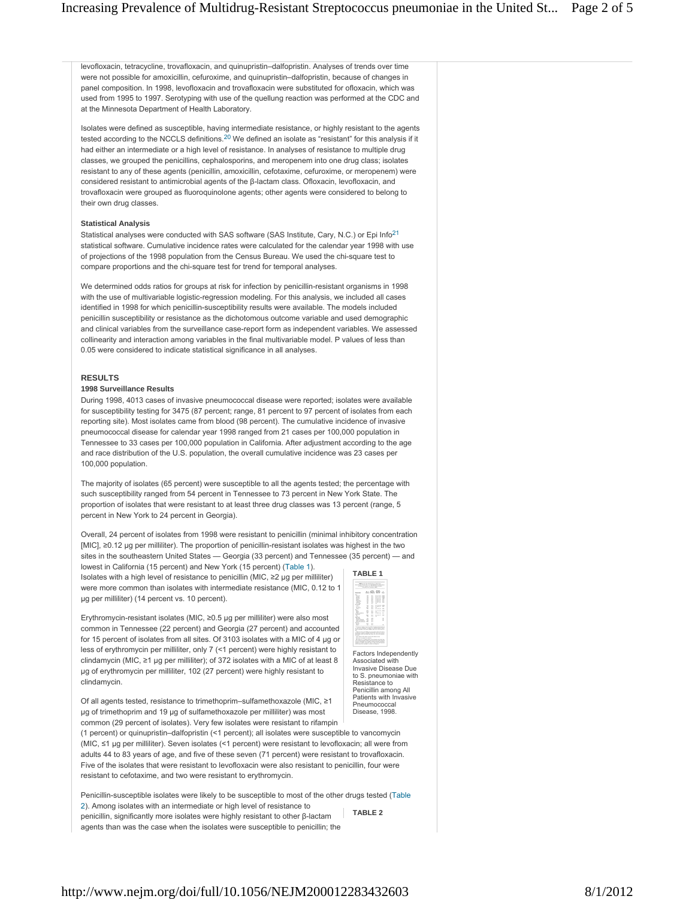levofloxacin, tetracycline, trovafloxacin, and quinupristin–dalfopristin. Analyses of trends over time were not possible for amoxicillin, cefuroxime, and quinupristin–dalfopristin, because of changes in panel composition. In 1998, levofloxacin and trovafloxacin were substituted for ofloxacin, which was used from 1995 to 1997. Serotyping with use of the quellung reaction was performed at the CDC and at the Minnesota Department of Health Laboratory.

Isolates were defined as susceptible, having intermediate resistance, or highly resistant to the agents tested according to the NCCLS definitions.[20] We defined an isolate as "resistant" for this analysis if it had either an intermediate or a high level of resistance. In analyses of resistance to multiple drug classes, we grouped the penicillins, cephalosporins, and meropenem into one drug class; isolates resistant to any of these agents (penicillin, amoxicillin, cefotaxime, cefuroxime, or meropenem) were considered resistant to antimicrobial agents of the β-lactam class. Ofloxacin, levofloxacin, and trovafloxacin were grouped as fluoroquinolone agents; other agents were considered to belong to their own drug classes.

### Statistical Analysis

Statistical analyses were conducted with SAS software (SAS Institute, Cary, N.C.) or Epi Info[21] statistical software. Cumulative incidence rates were calculated for the calendar year 1998 with use of projections of the 1998 population from the Census Bureau. We used the chi-square test to compare proportions and the chi-square test for trend for temporal analyses.

We determined odds ratios for groups at risk for infection by penicillin-resistant organisms in 1998 with the use of multivariable logistic-regression modeling. For this analysis, we included all cases identified in 1998 for which penicillin-susceptibility results were available. The models included penicillin susceptibility or resistance as the dichotomous outcome variable and used demographic and clinical variables from the surveillance case-report form as independent variables. We assessed collinearity and interaction among variables in the final multivariable model. P values of less than 0.05 were considered to indicate statistical significance in all analyses.

## RESULTS

### 1998 Surveillance Results

During 1998, 4013 cases of invasive pneumococcal disease were reported; isolates were available for susceptibility testing for 3475 (87 percent; range, 81 percent to 97 percent of isolates from each reporting site). Most isolates came from blood (98 percent). The cumulative incidence of invasive pneumococcal disease for calendar year 1998 ranged from 21 cases per 100,000 population in Tennessee to 33 cases per 100,000 population in California. After adjustment according to the age and race distribution of the U.S. population, the overall cumulative incidence was 23 cases per 100,000 population.

The majority of isolates (65 percent) were susceptible to all the agents tested; the percentage with such susceptibility ranged from 54 percent in Tennessee to 73 percent in New York State. The proportion of isolates that were resistant to at least three drug classes was 13 percent (range, 5 percent in New York to 24 percent in Georgia).

Overall, 24 percent of isolates from 1998 were resistant to penicillin (minimal inhibitory concentration [MIC], ≥0.12 µg per milliliter). The proportion of penicillin-resistant isolates was highest in the two sites in the southeastern United States — Georgia (33 percent) and Tennessee (35 percent) — and lowest in California (15 percent) and New York (15 percent) (Table 1). Isolates with a high level of resistance to penicillin (MIC, ≥2 µg per milliliter) were more common than isolates with intermediate resistance (MIC, 0.12 to 1 µg per milliliter) (14 percent vs. 10 percent).

**TABLE 1**

Factors Independently Associated with Invasive Disease Due to S. pneumoniae with Resistance to Penicillin among All Patients with Invasive Pneumococcal Disease, 1998.

Erythromycin-resistant isolates (MIC, ≥0.5 µg per milliliter) were also most common in Tennessee (22 percent) and Georgia (27 percent) and accounted for 15 percent of isolates from all sites. Of 3103 isolates with a MIC of 4 µg or less of erythromycin per milliliter, only 7 (<1 percent) were highly resistant to clindamycin (MIC, ≥1 µg per milliliter); of 372 isolates with a MIC of at least 8 µg of erythromycin per milliliter, 102 (27 percent) were highly resistant to clindamycin.

Of all agents tested, resistance to trimethoprim–sulfamethoxazole (MIC, ≥1 µg of trimethoprim and 19 µg of sulfamethoxazole per milliliter) was most common (29 percent of isolates). Very few isolates were resistant to rifampin (1 percent) or quinupristin–dalfopristin (<1 percent); all isolates were susceptible to vancomycin (MIC, ≤1 µg per milliliter). Seven isolates (<1 percent) were resistant to levofloxacin; all were from adults 44 to 83 years of age, and five of these seven (71 percent) were resistant to trovafloxacin. Five of the isolates that were resistant to levofloxacin were also resistant to penicillin, four were resistant to cefotaxime, and two were resistant to erythromycin.

Penicillin-susceptible isolates were likely to be susceptible to most of the other drugs tested (Table 2). Among isolates with an intermediate or high level of resistance to penicillin, significantly more isolates were highly resistant to other β-lactam agents than was the case when the isolates were susceptible to penicillin; the

**TABLE 2**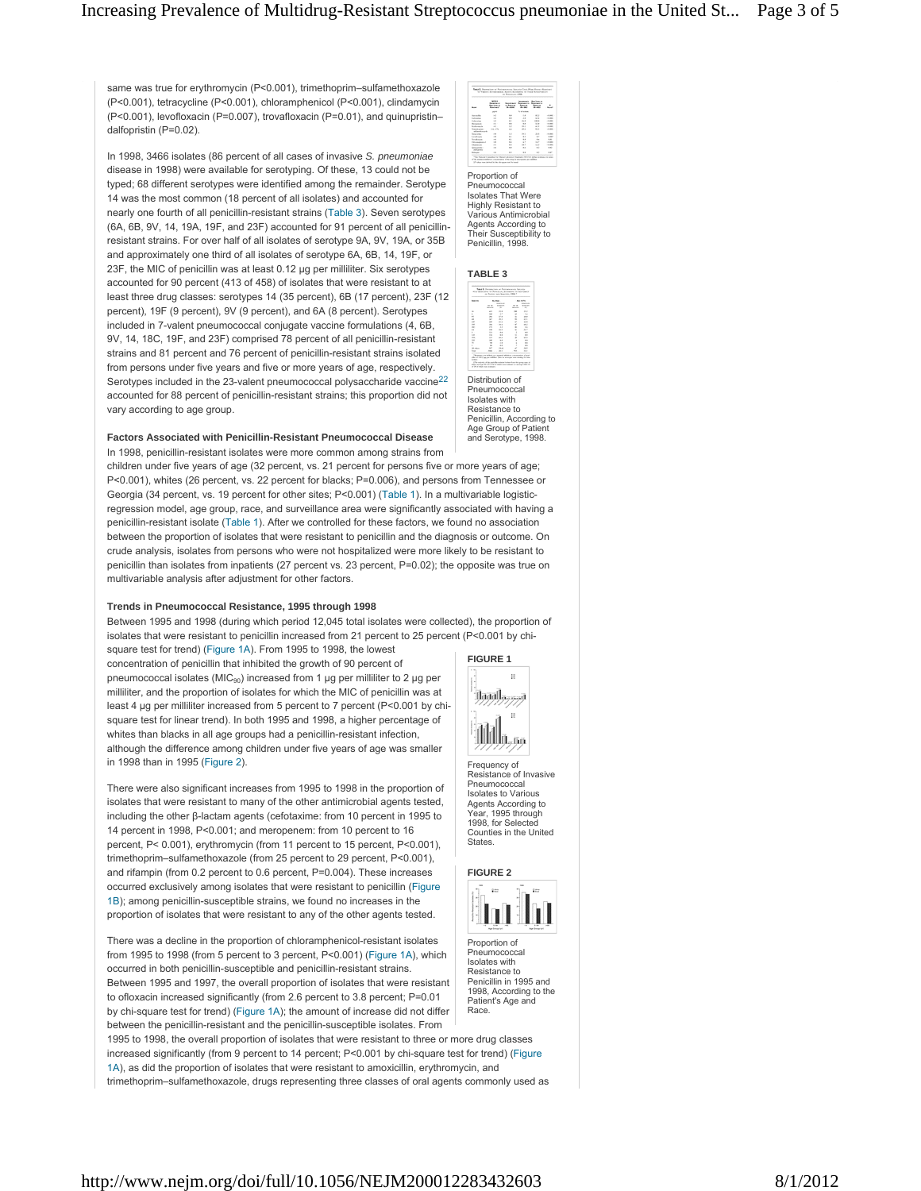same was true for erythromycin (P<0.001), trimethoprim–sulfamethoxazole (P<0.001), tetracycline (P<0.001), chloramphenicol (P<0.001), clindamycin (P<0.001), levofloxacin (P=0.007), trovafloxacin (P=0.01), and quinupristin–dalfopristin (P=0.02).

Proportion of Pneumococcal Isolates That Were Highly Resistant to Various Antimicrobial Agents According to Their Susceptibility to Penicillin, 1998.

In 1998, 3466 isolates (86 percent of all cases of invasive *S. pneumoniae* disease in 1998) were available for serotyping. Of these, 13 could not be typed; 68 different serotypes were identified among the remainder. Serotype 14 was the most common (18 percent of all isolates) and accounted for nearly one fourth of all penicillin-resistant strains (Table 3). Seven serotypes (6A, 6B, 9V, 14, 19A, 19F, and 23F) accounted for 91 percent of all penicillin-resistant strains. For over half of all isolates of serotype 9A, 9V, 19A, or 35B and approximately one third of all isolates of serotype 6A, 6B, 14, 19F, or 23F, the MIC of penicillin was at least 0.12 µg per milliliter. Six serotypes accounted for 90 percent (413 of 458) of isolates that were resistant to at least three drug classes: serotypes 14 (35 percent), 6B (17 percent), 23F (12 percent), 19F (9 percent), 9V (9 percent), and 6A (8 percent). Serotypes included in 7-valent pneumococcal conjugate vaccine formulations (4, 6B, 9V, 14, 18C, 19F, and 23F) comprised 78 percent of all penicillin-resistant strains and 81 percent and 76 percent of penicillin-resistant strains isolated from persons under five years and five or more years of age, respectively. Serotypes included in the 23-valent pneumococcal polysaccharide vaccine[22] accounted for 88 percent of penicillin-resistant strains; this proportion did not vary according to age group.

**TABLE 3**

Distribution of Pneumococcal Isolates with Resistance to Penicillin, According to Age Group of Patient and Serotype, 1998.

### Factors Associated with Penicillin-Resistant Pneumococcal Disease

In 1998, penicillin-resistant isolates were more common among strains from children under five years of age (32 percent, vs. 21 percent for persons five or more years of age; P<0.001), whites (26 percent, vs. 22 percent for blacks; P=0.006), and persons from Tennessee or Georgia (34 percent, vs. 19 percent for other sites; P<0.001) (Table 1). In a multivariable logistic-regression model, age group, race, and surveillance area were significantly associated with having a penicillin-resistant isolate (Table 1). After we controlled for these factors, we found no association between the proportion of isolates that were resistant to penicillin and the diagnosis or outcome. On crude analysis, isolates from persons who were not hospitalized were more likely to be resistant to penicillin than isolates from inpatients (27 percent vs. 23 percent, P=0.02); the opposite was true on multivariable analysis after adjustment for other factors.

### Trends in Pneumococcal Resistance, 1995 through 1998

Between 1995 and 1998 (during which period 12,045 total isolates were collected), the proportion of isolates that were resistant to penicillin increased from 21 percent to 25 percent (P<0.001 by chi-square test for trend) (Figure 1A). From 1995 to 1998, the lowest concentration of penicillin that inhibited the growth of 90 percent of pneumococcal isolates ($MIC_{90}$) increased from 1 µg per milliliter to 2 µg per milliliter, and the proportion of isolates for which the MIC of penicillin was at least 4 µg per milliliter increased from 5 percent to 7 percent (P<0.001 by chi-square test for linear trend). In both 1995 and 1998, a higher percentage of whites than blacks in all age groups had a penicillin-resistant infection, although the difference among children under five years of age was smaller in 1998 than in 1995 (Figure 2).

**FIGURE 1**

Frequency of Resistance of Invasive Pneumococcal Isolates to Various Agents According to Year, 1995 through 1998, for Selected Counties in the United States.

There were also significant increases from 1995 to 1998 in the proportion of isolates that were resistant to many of the other antimicrobial agents tested, including the other β-lactam agents (cefotaxime: from 10 percent in 1995 to 14 percent in 1998, P<0.001; and meropenem: from 10 percent to 16 percent, P< 0.001), erythromycin (from 11 percent to 15 percent, P<0.001), trimethoprim–sulfamethoxazole (from 25 percent to 29 percent, P<0.001), and rifampin (from 0.2 percent to 0.6 percent, P=0.004). These increases occurred exclusively among isolates that were resistant to penicillin (Figure 1B); among penicillin-susceptible strains, we found no increases in the proportion of isolates that were resistant to any of the other agents tested.

**FIGURE 2**

Proportion of Pneumococcal Isolates with Resistance to Penicillin in 1995 and 1998, According to the Patient's Age and Race.

There was a decline in the proportion of chloramphenicol-resistant isolates from 1995 to 1998 (from 5 percent to 3 percent, P<0.001) (Figure 1A), which occurred in both penicillin-susceptible and penicillin-resistant strains. Between 1995 and 1997, the overall proportion of isolates that were resistant to ofloxacin increased significantly (from 2.6 percent to 3.8 percent; P=0.01 by chi-square test for trend) (Figure 1A); the amount of increase did not differ between the penicillin-resistant and the penicillin-susceptible isolates. From 1995 to 1998, the overall proportion of isolates that were resistant to three or more drug classes increased significantly (from 9 percent to 14 percent; P<0.001 by chi-square test for trend) (Figure 1A), as did the proportion of isolates that were resistant to amoxicillin, erythromycin, and trimethoprim–sulfamethoxazole, drugs representing three classes of oral agents commonly used as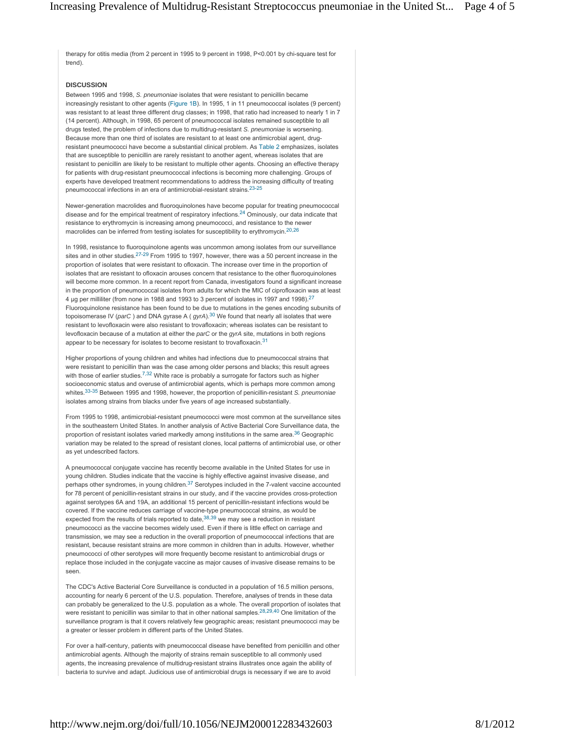therapy for otitis media (from 2 percent in 1995 to 9 percent in 1998, $P<0.001$ by chi-square test for trend).

## DISCUSSION

Between 1995 and 1998, *S. pneumoniae* isolates that were resistant to penicillin became increasingly resistant to other agents (Figure 1B). In 1995, 1 in 11 pneumococcal isolates (9 percent) was resistant to at least three different drug classes; in 1998, that ratio had increased to nearly 1 in 7 (14 percent). Although, in 1998, 65 percent of pneumococcal isolates remained susceptible to all drugs tested, the problem of infections due to multidrug-resistant *S. pneumoniae* is worsening. Because more than one third of isolates are resistant to at least one antimicrobial agent, drug-resistant pneumococci have become a substantial clinical problem. As Table 2 emphasizes, isolates that are susceptible to penicillin are rarely resistant to another agent, whereas isolates that are resistant to penicillin are likely to be resistant to multiple other agents. Choosing an effective therapy for patients with drug-resistant pneumococcal infections is becoming more challenging. Groups of experts have developed treatment recommendations to address the increasing difficulty of treating pneumococcal infections in an era of antimicrobial-resistant strains.[23-25]

Newer-generation macrolides and fluoroquinolones have become popular for treating pneumococcal disease and for the empirical treatment of respiratory infections.[24] Ominously, our data indicate that resistance to erythromycin is increasing among pneumococci, and resistance to the newer macrolides can be inferred from testing isolates for susceptibility to erythromycin.[20,26]

In 1998, resistance to fluoroquinolone agents was uncommon among isolates from our surveillance sites and in other studies.[27-29] From 1995 to 1997, however, there was a 50 percent increase in the proportion of isolates that were resistant to ofloxacin. The increase over time in the proportion of isolates that are resistant to ofloxacin arouses concern that resistance to the other fluoroquinolones will become more common. In a recent report from Canada, investigators found a significant increase in the proportion of pneumococcal isolates from adults for which the MIC of ciprofloxacin was at least 4 μg per milliliter (from none in 1988 and 1993 to 3 percent of isolates in 1997 and 1998).[27] Fluoroquinolone resistance has been found to be due to mutations in the genes encoding subunits of topoisomerase IV (*parC* ) and DNA gyrase A ( *gyrA*).[30] We found that nearly all isolates that were resistant to levofloxacin were also resistant to trovafloxacin; whereas isolates can be resistant to levofloxacin because of a mutation at either the *parC* or the *gyrA* site, mutations in both regions appear to be necessary for isolates to become resistant to trovafloxacin.[31]

Higher proportions of young children and whites had infections due to pneumococcal strains that were resistant to penicillin than was the case among older persons and blacks; this result agrees with those of earlier studies.[7,32] White race is probably a surrogate for factors such as higher socioeconomic status and overuse of antimicrobial agents, which is perhaps more common among whites.[33-35] Between 1995 and 1998, however, the proportion of penicillin-resistant *S. pneumoniae* isolates among strains from blacks under five years of age increased substantially.

From 1995 to 1998, antimicrobial-resistant pneumococci were most common at the surveillance sites in the southeastern United States. In another analysis of Active Bacterial Core Surveillance data, the proportion of resistant isolates varied markedly among institutions in the same area.[36] Geographic variation may be related to the spread of resistant clones, local patterns of antimicrobial use, or other as yet undescribed factors.

A pneumococcal conjugate vaccine has recently become available in the United States for use in young children. Studies indicate that the vaccine is highly effective against invasive disease, and perhaps other syndromes, in young children.[37] Serotypes included in the 7-valent vaccine accounted for 78 percent of penicillin-resistant strains in our study, and if the vaccine provides cross-protection against serotypes 6A and 19A, an additional 15 percent of penicillin-resistant infections would be covered. If the vaccine reduces carriage of vaccine-type pneumococcal strains, as would be expected from the results of trials reported to date,[38,39] we may see a reduction in resistant pneumococci as the vaccine becomes widely used. Even if there is little effect on carriage and transmission, we may see a reduction in the overall proportion of pneumococcal infections that are resistant, because resistant strains are more common in children than in adults. However, whether pneumococci of other serotypes will more frequently become resistant to antimicrobial drugs or replace those included in the conjugate vaccine as major causes of invasive disease remains to be seen.

The CDC's Active Bacterial Core Surveillance is conducted in a population of 16.5 million persons, accounting for nearly 6 percent of the U.S. population. Therefore, analyses of trends in these data can probably be generalized to the U.S. population as a whole. The overall proportion of isolates that were resistant to penicillin was similar to that in other national samples.[28,29,40] One limitation of the surveillance program is that it covers relatively few geographic areas; resistant pneumococci may be a greater or lesser problem in different parts of the United States.

For over a half-century, patients with pneumococcal disease have benefited from penicillin and other antimicrobial agents. Although the majority of strains remain susceptible to all commonly used agents, the increasing prevalence of multidrug-resistant strains illustrates once again the ability of bacteria to survive and adapt. Judicious use of antimicrobial drugs is necessary if we are to avoid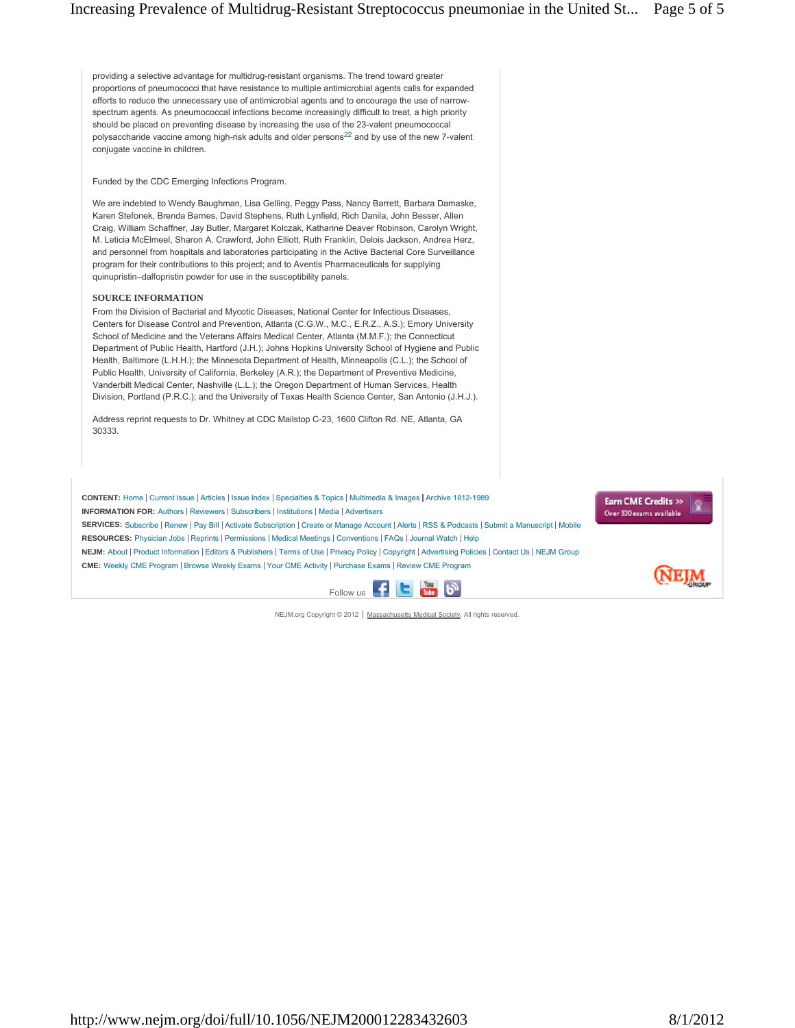providing a selective advantage for multidrug-resistant organisms. The trend toward greater proportions of pneumococci that have resistance to multiple antimicrobial agents calls for expanded efforts to reduce the unnecessary use of antimicrobial agents and to encourage the use of narrow-spectrum agents. As pneumococcal infections become increasingly difficult to treat, a high priority should be placed on preventing disease by increasing the use of the 23-valent pneumococcal polysaccharide vaccine among high-risk adults and older persons[22] and by use of the new 7-valent conjugate vaccine in children.

Funded by the CDC Emerging Infections Program.

We are indebted to Wendy Baughman, Lisa Gelling, Peggy Pass, Nancy Barrett, Barbara Damaske, Karen Stefonek, Brenda Barnes, David Stephens, Ruth Lynfield, Rich Danila, John Besser, Allen Craig, William Schaffner, Jay Butler, Margaret Kolczak, Katharine Deaver Robinson, Carolyn Wright, M. Leticia McElmeel, Sharon A. Crawford, John Elliott, Ruth Franklin, Delois Jackson, Andrea Herz, and personnel from hospitals and laboratories participating in the Active Bacterial Core Surveillance program for their contributions to this project; and to Aventis Pharmaceuticals for supplying quinupristin–dalfopristin powder for use in the susceptibility panels.

## SOURCE INFORMATION

From the Division of Bacterial and Mycotic Diseases, National Center for Infectious Diseases, Centers for Disease Control and Prevention, Atlanta (C.G.W., M.C., E.R.Z., A.S.); Emory University School of Medicine and the Veterans Affairs Medical Center, Atlanta (M.M.F.); the Connecticut Department of Public Health, Hartford (J.H.); Johns Hopkins University School of Hygiene and Public Health, Baltimore (L.H.H.); the Minnesota Department of Health, Minneapolis (C.L.); the School of Public Health, University of California, Berkeley (A.R.); the Department of Preventive Medicine, Vanderbilt Medical Center, Nashville (L.L.); the Oregon Department of Human Services, Health Division, Portland (P.R.C.); and the University of Texas Health Science Center, San Antonio (J.H.J.).

Address reprint requests to Dr. Whitney at CDC Mailstop C-23, 1600 Clifton Rd. NE, Atlanta, GA 30333.